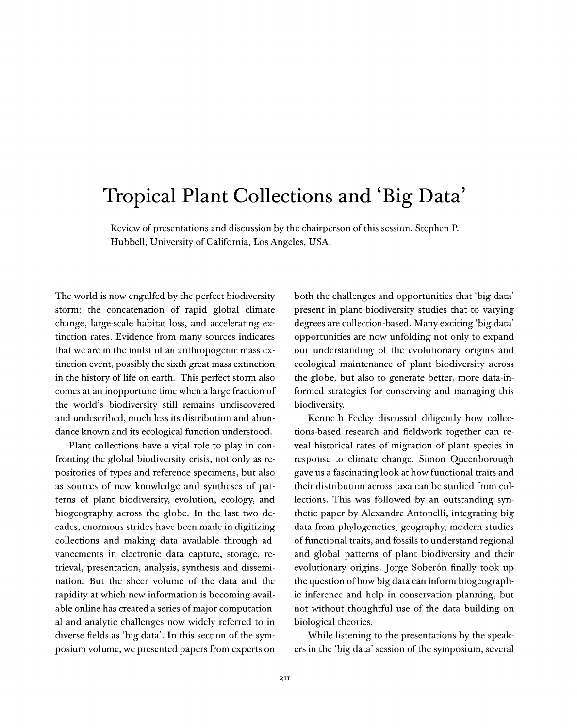# Tropical Plant Collections and 'Big Data'

Review of presentations and discussion by the chairperson of this session, Stephen P. Hubbell, University of California, Los Angeles, USA.

The world is now engulfed by the perfect biodiversity storm: the concatenation of rapid global climate change, large-scale habitat loss, and accelerating extinction rates. Evidence from many sources indicates that we are in the midst of an anthropogenic mass extinction event, possibly the sixth great mass extinction in the history of life on earth. This perfect storm also comes at an inopportune time when a large fraction of the world's biodiversity still remains undiscovered and undescribed, much less its distribution and abundance known and its ecological function understood.

Plant collections have a vital role to play in confronting the global biodiversity crisis, not only as repositories of types and reference specimens, but also as sources of new knowledge and syntheses of patterns of plant biodiversity, evolution, ecology, and biogeography across the globe. In the last two decades, enormous strides have been made in digitizing collections and making data available through advancements in electronic data capture, storage, retrieval, presentation, analysis, synthesis and dissemination. But the sheer volume of the data and the rapidity at which new information is becoming available online has created a series of major computational and analytic challenges now widely referred to in diverse fields as 'big data'. In this section of the symposium volume, we presented papers from experts on both the challenges and opportunities that 'big data' present in plant biodiversity studies that to varying degrees are collection-based. Many exciting 'big data' opportunities are now unfolding not only to expand our understanding of the evolutionary origins and ecological maintenance of plant biodiversity across the globe, but also to generate better, more data-informed strategies for conserving and managing this biodiversity.

Kenneth Feeley discussed diligently how collections-based research and fieldwork together can reveal historical rates of migration of plant species in response to climate change. Simon Queenborough gave us a fascinating look at how functional traits and their distribution across taxa can be studied from collections. This was followed by an outstanding synthetic paper by Alexandre Antonelli, integrating big data from phylogenetics, geography, modern studies of functional traits, and fossils to understand regional and global patterns of plant biodiversity and their evolutionary origins. Jorge Soberón finally took up the question of how big data can inform biogeographic inference and help in conservation planning, but not without thoughtful use of the data building on biological theories.

While listening to the presentations by the speakers in the 'big data' session of the symposium, several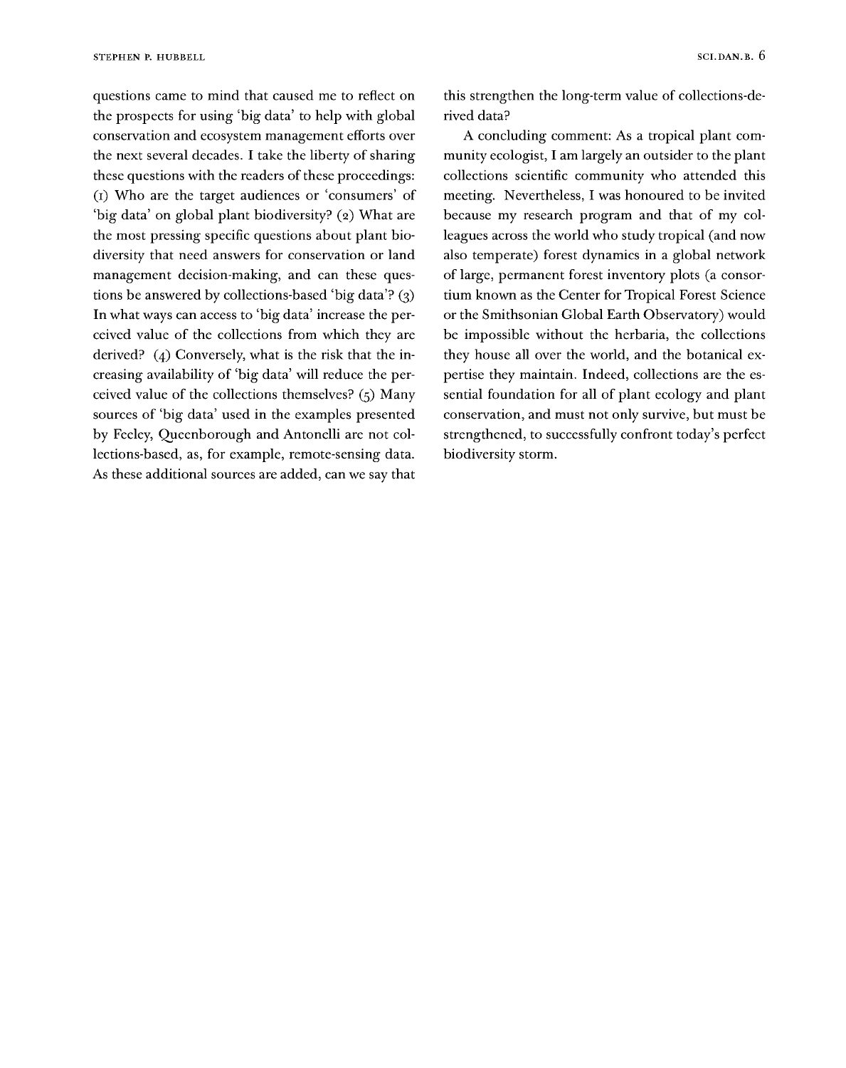questions came to mind that caused me to reflect on the prospects for using 'big data' to help with global conservation and ecosystem management efforts over the next several decades. I take the liberty of sharing these questions with the readers of these proceedings: (1) Who are the target audiences or 'consumers' of 'big data' on global plant biodiversity? (2) What are the most pressing specific questions about plant biodiversity that need answers for conservation or land management decision-making, and can these questions be answered by collections-based 'big data'? (3) In what ways can access to 'big data' increase the perceived value of the collections from which they are derived? (4) Conversely, what is the risk that the increasing availability of 'big data' will reduce the perceived value of the collections themselves? (5) Many sources of 'big data' used in the examples presented by Feeley, Queenborough and Antonelli are not collections-based, as, for example, remote-sensing data. As these additional sources are added, can we say that this strengthen the long-term value of collections-derived data?

A concluding comment: As a tropical plant community ecologist, I am largely an outsider to the plant collections scientific community who attended this meeting. Nevertheless, I was honoured to be invited because my research program and that of my colleagues across the world who study tropical (and now also temperate) forest dynamics in a global network of large, permanent forest inventory plots (a consortium known as the Center for Tropical Forest Science or the Smithsonian Global Earth Observatory) would be impossible without the herbaria, the collections they house all over the world, and the botanical expertise they maintain. Indeed, collections are the essential foundation for all of plant ecology and plant conservation, and must not only survive, but must be strengthened, to successfully confront today's perfect biodiversity storm.